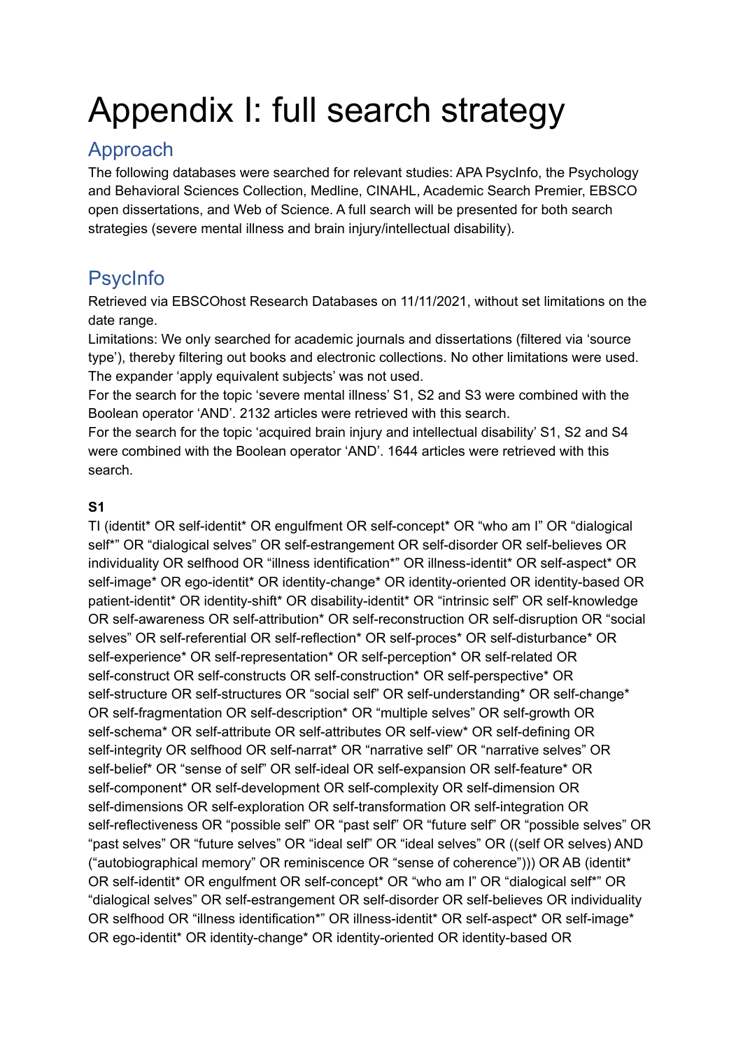# Appendix I: full search strategy

## Approach

The following databases were searched for relevant studies: APA PsycInfo, the Psychology and Behavioral Sciences Collection, Medline, CINAHL, Academic Search Premier, EBSCO open dissertations, and Web of Science. A full search will be presented for both search strategies (severe mental illness and brain injury/intellectual disability).

## PsycInfo

Retrieved via EBSCOhost Research Databases on 11/11/2021, without set limitations on the date range.

Limitations: We only searched for academic journals and dissertations (filtered via 'source type'), thereby filtering out books and electronic collections. No other limitations were used. The expander 'apply equivalent subjects' was not used.

For the search for the topic 'severe mental illness' S1, S2 and S3 were combined with the Boolean operator 'AND'. 2132 articles were retrieved with this search.

For the search for the topic 'acquired brain injury and intellectual disability' S1, S2 and S4 were combined with the Boolean operator 'AND'. 1644 articles were retrieved with this search.

**S1**

TI (identit* OR self-identit* OR engulfment OR self-concept* OR "who am I" OR "dialogical self*" OR "dialogical selves" OR self-estrangement OR self-disorder OR self-believes OR individuality OR selfhood OR "illness identification*" OR illness-identit* OR self-aspect* OR self-image* OR ego-identit* OR identity-change* OR identity-oriented OR identity-based OR patient-identit* OR identity-shift* OR disability-identit* OR "intrinsic self" OR self-knowledge OR self-awareness OR self-attribution* OR self-reconstruction OR self-disruption OR "social selves" OR self-referential OR self-reflection* OR self-proces* OR self-disturbance* OR self-experience* OR self-representation* OR self-perception* OR self-related OR self-construct OR self-constructs OR self-construction* OR self-perspective* OR self-structure OR self-structures OR "social self" OR self-understanding* OR self-change* OR self-fragmentation OR self-description* OR "multiple selves" OR self-growth OR self-schema* OR self-attribute OR self-attributes OR self-view* OR self-defining OR self-integrity OR selfhood OR self-narrat* OR "narrative self" OR "narrative selves" OR self-belief* OR "sense of self" OR self-ideal OR self-expansion OR self-feature* OR self-component* OR self-development OR self-complexity OR self-dimension OR self-dimensions OR self-exploration OR self-transformation OR self-integration OR self-reflectiveness OR "possible self" OR "past self" OR "future self" OR "possible selves" OR "past selves" OR "future selves" OR "ideal self" OR "ideal selves" OR ((self OR selves) AND ("autobiographical memory" OR reminiscence OR "sense of coherence"))) OR AB (identit* OR self-identit* OR engulfment OR self-concept* OR "who am I" OR "dialogical self*" OR "dialogical selves" OR self-estrangement OR self-disorder OR self-believes OR individuality OR selfhood OR "illness identification*" OR illness-identit* OR self-aspect* OR self-image* OR ego-identit* OR identity-change* OR identity-oriented OR identity-based OR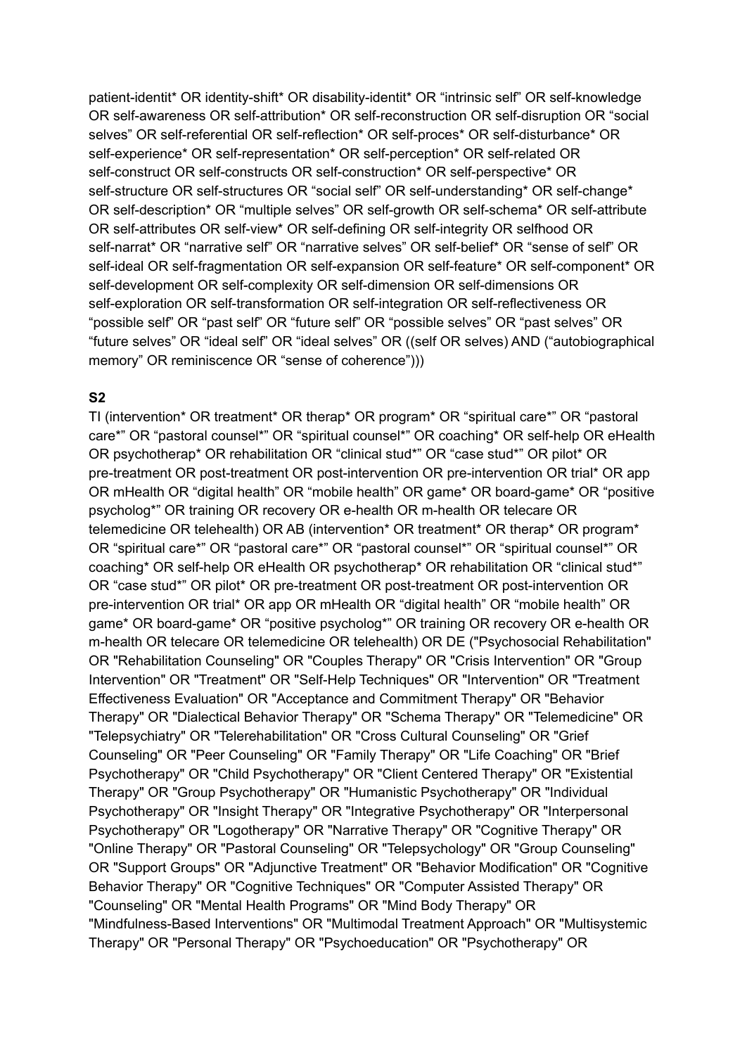patient-identit* OR identity-shift* OR disability-identit* OR “intrinsic self” OR self-knowledge OR self-awareness OR self-attribution* OR self-reconstruction OR self-disruption OR “social selves” OR self-referential OR self-reflection* OR self-proces* OR self-disturbance* OR self-experience* OR self-representation* OR self-perception* OR self-related OR self-construct OR self-constructs OR self-construction* OR self-perspective* OR self-structure OR self-structures OR “social self” OR self-understanding* OR self-change* OR self-description* OR “multiple selves” OR self-growth OR self-schema* OR self-attribute OR self-attributes OR self-view* OR self-defining OR self-integrity OR selfhood OR self-narrat* OR “narrative self” OR “narrative selves” OR self-belief* OR “sense of self” OR self-ideal OR self-fragmentation OR self-expansion OR self-feature* OR self-component* OR self-development OR self-complexity OR self-dimension OR self-dimensions OR self-exploration OR self-transformation OR self-integration OR self-reflectiveness OR “possible self” OR “past self” OR “future self” OR “possible selves” OR “past selves” OR “future selves” OR “ideal self” OR “ideal selves” OR ((self OR selves) AND (“autobiographical memory” OR reminiscence OR “sense of coherence”)))

**S2**

TI (intervention* OR treatment* OR therap* OR program* OR “spiritual care*” OR “pastoral care*” OR “pastoral counsel*” OR “spiritual counsel*” OR coaching* OR self-help OR eHealth OR psychotherap* OR rehabilitation OR “clinical stud*” OR “case stud*” OR pilot* OR pre-treatment OR post-treatment OR post-intervention OR pre-intervention OR trial* OR app OR mHealth OR “digital health” OR “mobile health” OR game* OR board-game* OR “positive psycholog*” OR training OR recovery OR e-health OR m-health OR telecare OR telemedicine OR telehealth) OR AB (intervention* OR treatment* OR therap* OR program* OR “spiritual care*” OR “pastoral care*” OR “pastoral counsel*” OR “spiritual counsel*” OR coaching* OR self-help OR eHealth OR psychotherap* OR rehabilitation OR “clinical stud*” OR “case stud*” OR pilot* OR pre-treatment OR post-treatment OR post-intervention OR pre-intervention OR trial* OR app OR mHealth OR “digital health” OR “mobile health” OR game* OR board-game* OR “positive psycholog*” OR training OR recovery OR e-health OR m-health OR telecare OR telemedicine OR telehealth) OR DE ("Psychosocial Rehabilitation" OR "Rehabilitation Counseling" OR "Couples Therapy" OR "Crisis Intervention" OR "Group Intervention" OR "Treatment" OR "Self-Help Techniques" OR "Intervention" OR "Treatment Effectiveness Evaluation" OR "Acceptance and Commitment Therapy" OR "Behavior Therapy" OR "Dialectical Behavior Therapy" OR "Schema Therapy" OR "Telemedicine" OR "Telepsychiatry" OR "Telerehabilitation" OR "Cross Cultural Counseling" OR "Grief Counseling" OR "Peer Counseling" OR "Family Therapy" OR "Life Coaching" OR "Brief Psychotherapy" OR "Child Psychotherapy" OR "Client Centered Therapy" OR "Existential Therapy" OR "Group Psychotherapy" OR "Humanistic Psychotherapy" OR "Individual Psychotherapy" OR "Insight Therapy" OR "Integrative Psychotherapy" OR "Interpersonal Psychotherapy" OR "Logotherapy" OR "Narrative Therapy" OR "Cognitive Therapy" OR "Online Therapy" OR "Pastoral Counseling" OR "Telepsychology" OR "Group Counseling" OR "Support Groups" OR "Adjunctive Treatment" OR "Behavior Modification" OR "Cognitive Behavior Therapy" OR "Cognitive Techniques" OR "Computer Assisted Therapy" OR "Counseling" OR "Mental Health Programs" OR "Mind Body Therapy" OR "Mindfulness-Based Interventions" OR "Multimodal Treatment Approach" OR "Multisystemic Therapy" OR "Personal Therapy" OR "Psychoeducation" OR "Psychotherapy" OR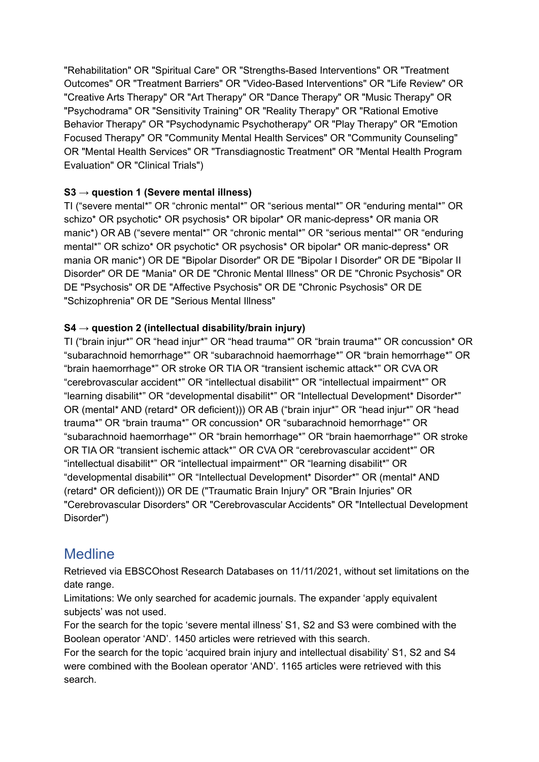"Rehabilitation" OR "Spiritual Care" OR "Strengths-Based Interventions" OR "Treatment Outcomes" OR "Treatment Barriers" OR "Video-Based Interventions" OR "Life Review" OR "Creative Arts Therapy" OR "Art Therapy" OR "Dance Therapy" OR "Music Therapy" OR "Psychodrama" OR "Sensitivity Training" OR "Reality Therapy" OR "Rational Emotive Behavior Therapy" OR "Psychodynamic Psychotherapy" OR "Play Therapy" OR "Emotion Focused Therapy" OR "Community Mental Health Services" OR "Community Counseling" OR "Mental Health Services" OR "Transdiagnostic Treatment" OR "Mental Health Program Evaluation" OR "Clinical Trials")

**S3 → question 1 (Severe mental illness)**

TI ("severe mental*" OR "chronic mental*" OR "serious mental*" OR "enduring mental*" OR schizo* OR psychotic* OR psychosis* OR bipolar* OR manic-depress* OR mania OR manic*) OR AB ("severe mental*" OR "chronic mental*" OR "serious mental*" OR "enduring mental*" OR schizo* OR psychotic* OR psychosis* OR bipolar* OR manic-depress* OR mania OR manic*) OR DE "Bipolar Disorder" OR DE "Bipolar I Disorder" OR DE "Bipolar II Disorder" OR DE "Mania" OR DE "Chronic Mental Illness" OR DE "Chronic Psychosis" OR DE "Psychosis" OR DE "Affective Psychosis" OR DE "Chronic Psychosis" OR DE "Schizophrenia" OR DE "Serious Mental Illness"

**S4 → question 2 (intellectual disability/brain injury)**

TI ("brain injur*" OR "head injur*" OR "head trauma*" OR "brain trauma*" OR concussion* OR "subarachnoid hemorrhage*" OR "subarachnoid haemorrhage*" OR "brain hemorrhage*" OR "brain haemorrhage*" OR stroke OR TIA OR "transient ischemic attack*" OR CVA OR "cerebrovascular accident*" OR "intellectual disabilit*" OR "intellectual impairment*" OR "learning disabilit*" OR "developmental disabilit*" OR "Intellectual Development* Disorder*" OR (mental* AND (retard* OR deficient))) OR AB ("brain injur*" OR "head injur*" OR "head trauma*" OR "brain trauma*" OR concussion* OR "subarachnoid hemorrhage*" OR "subarachnoid haemorrhage*" OR "brain hemorrhage*" OR "brain haemorrhage*" OR stroke OR TIA OR "transient ischemic attack*" OR CVA OR "cerebrovascular accident*" OR "intellectual disabilit*" OR "intellectual impairment*" OR "learning disabilit*" OR "developmental disabilit*" OR "Intellectual Development* Disorder*" OR (mental* AND (retard* OR deficient))) OR DE ("Traumatic Brain Injury" OR "Brain Injuries" OR "Cerebrovascular Disorders" OR "Cerebrovascular Accidents" OR "Intellectual Development Disorder")

## Medline

Retrieved via EBSCOhost Research Databases on 11/11/2021, without set limitations on the date range.

Limitations: We only searched for academic journals. The expander 'apply equivalent subjects' was not used.

For the search for the topic 'severe mental illness' S1, S2 and S3 were combined with the Boolean operator 'AND'. 1450 articles were retrieved with this search.

For the search for the topic 'acquired brain injury and intellectual disability' S1, S2 and S4 were combined with the Boolean operator 'AND'. 1165 articles were retrieved with this search.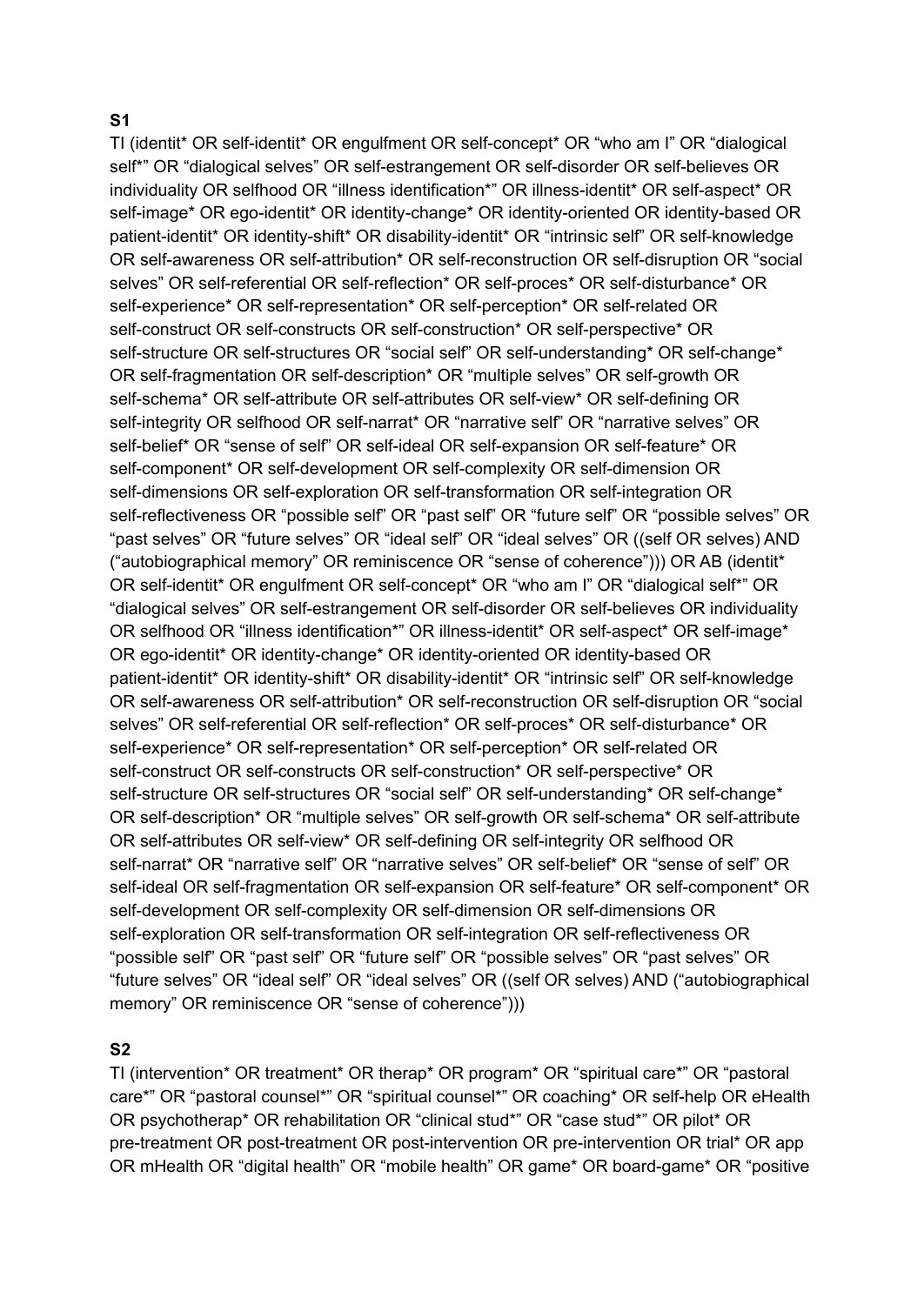**S1**

TI (identit* OR self-identit* OR engulfment OR self-concept* OR “who am I” OR “dialogical self*” OR “dialogical selves” OR self-estrangement OR self-disorder OR self-believes OR individuality OR selfhood OR “illness identification*” OR illness-identit* OR self-aspect* OR self-image* OR ego-identit* OR identity-change* OR identity-oriented OR identity-based OR patient-identit* OR identity-shift* OR disability-identit* OR “intrinsic self” OR self-knowledge OR self-awareness OR self-attribution* OR self-reconstruction OR self-disruption OR “social selves” OR self-referential OR self-reflection* OR self-proces* OR self-disturbance* OR self-experience* OR self-representation* OR self-perception* OR self-related OR self-construct OR self-constructs OR self-construction* OR self-perspective* OR self-structure OR self-structures OR “social self” OR self-understanding* OR self-change* OR self-fragmentation OR self-description* OR “multiple selves” OR self-growth OR self-schema* OR self-attribute OR self-attributes OR self-view* OR self-defining OR self-integrity OR selfhood OR self-narrat* OR “narrative self” OR “narrative selves” OR self-belief* OR “sense of self” OR self-ideal OR self-expansion OR self-feature* OR self-component* OR self-development OR self-complexity OR self-dimension OR self-dimensions OR self-exploration OR self-transformation OR self-integration OR self-reflectiveness OR “possible self” OR “past self” OR “future self” OR “possible selves” OR “past selves” OR “future selves” OR “ideal self” OR “ideal selves” OR ((self OR selves) AND (“autobiographical memory” OR reminiscence OR “sense of coherence”))) OR AB (identit* OR self-identit* OR engulfment OR self-concept* OR “who am I” OR “dialogical self*” OR “dialogical selves” OR self-estrangement OR self-disorder OR self-believes OR individuality OR selfhood OR “illness identification*” OR illness-identit* OR self-aspect* OR self-image* OR ego-identit* OR identity-change* OR identity-oriented OR identity-based OR patient-identit* OR identity-shift* OR disability-identit* OR “intrinsic self” OR self-knowledge OR self-awareness OR self-attribution* OR self-reconstruction OR self-disruption OR “social selves” OR self-referential OR self-reflection* OR self-proces* OR self-disturbance* OR self-experience* OR self-representation* OR self-perception* OR self-related OR self-construct OR self-constructs OR self-construction* OR self-perspective* OR self-structure OR self-structures OR “social self” OR self-understanding* OR self-change* OR self-description* OR “multiple selves” OR self-growth OR self-schema* OR self-attribute OR self-attributes OR self-view* OR self-defining OR self-integrity OR selfhood OR self-narrat* OR “narrative self” OR “narrative selves” OR self-belief* OR “sense of self” OR self-ideal OR self-fragmentation OR self-expansion OR self-feature* OR self-component* OR self-development OR self-complexity OR self-dimension OR self-dimensions OR self-exploration OR self-transformation OR self-integration OR self-reflectiveness OR “possible self” OR “past self” OR “future self” OR “possible selves” OR “past selves” OR “future selves” OR “ideal self” OR “ideal selves” OR ((self OR selves) AND (“autobiographical memory” OR reminiscence OR “sense of coherence”)))

**S2**

TI (intervention* OR treatment* OR therap* OR program* OR “spiritual care*” OR “pastoral care*” OR “pastoral counsel*” OR “spiritual counsel*” OR coaching* OR self-help OR eHealth OR psychotherap* OR rehabilitation OR “clinical stud*” OR “case stud*” OR pilot* OR pre-treatment OR post-treatment OR post-intervention OR pre-intervention OR trial* OR app OR mHealth OR “digital health” OR “mobile health” OR game* OR board-game* OR “positive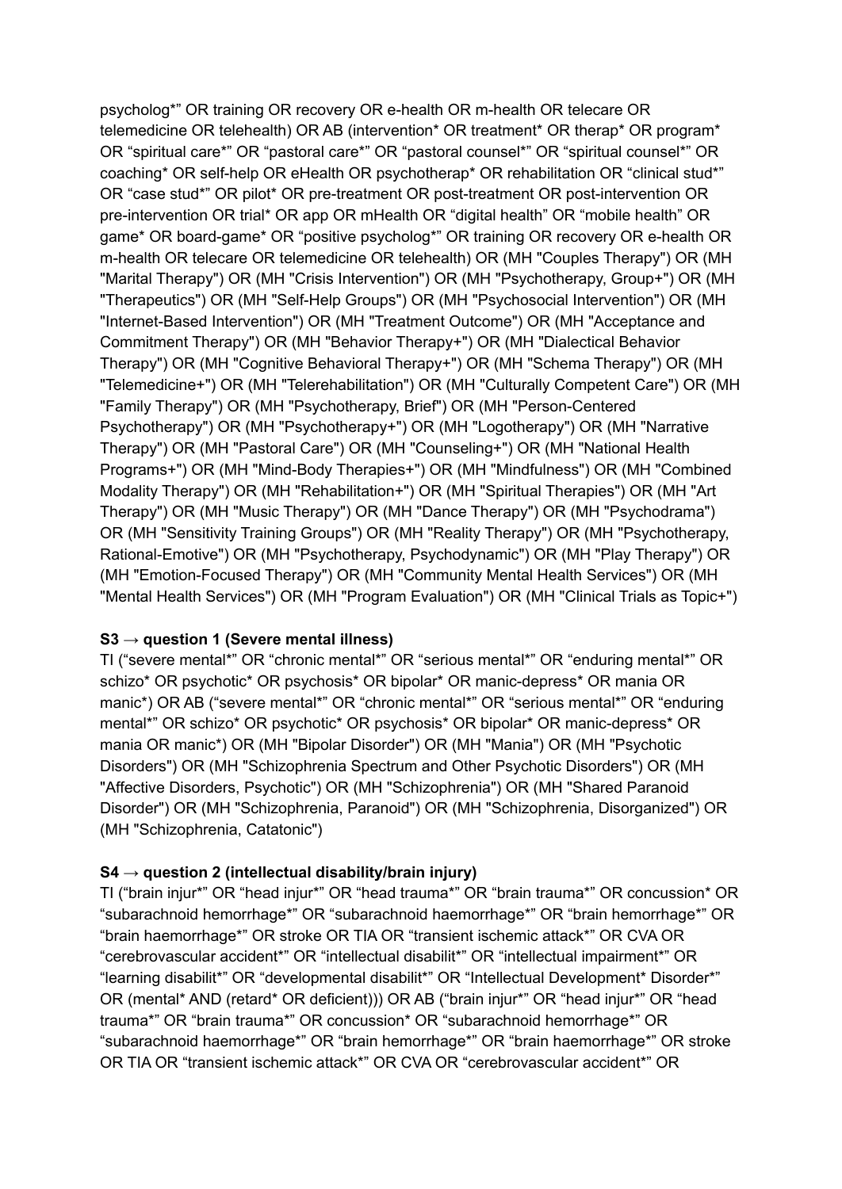psycholog*” OR training OR recovery OR e-health OR m-health OR telecare OR telemedicine OR telehealth) OR AB (intervention* OR treatment* OR therap* OR program* OR “spiritual care*” OR “pastoral care*” OR “pastoral counsel*” OR “spiritual counsel*” OR coaching* OR self-help OR eHealth OR psychotherap* OR rehabilitation OR “clinical stud*” OR “case stud*” OR pilot* OR pre-treatment OR post-treatment OR post-intervention OR pre-intervention OR trial* OR app OR mHealth OR “digital health” OR “mobile health” OR game* OR board-game* OR “positive psycholog*” OR training OR recovery OR e-health OR m-health OR telecare OR telemedicine OR telehealth) OR (MH "Couples Therapy") OR (MH "Marital Therapy") OR (MH "Crisis Intervention") OR (MH "Psychotherapy, Group+") OR (MH "Therapeutics") OR (MH "Self-Help Groups") OR (MH "Psychosocial Intervention") OR (MH "Internet-Based Intervention") OR (MH "Treatment Outcome") OR (MH "Acceptance and Commitment Therapy") OR (MH "Behavior Therapy+") OR (MH "Dialectical Behavior Therapy") OR (MH "Cognitive Behavioral Therapy+") OR (MH "Schema Therapy") OR (MH "Telemedicine+") OR (MH "Telerehabilitation") OR (MH "Culturally Competent Care") OR (MH "Family Therapy") OR (MH "Psychotherapy, Brief") OR (MH "Person-Centered Psychotherapy") OR (MH "Psychotherapy+") OR (MH "Logotherapy") OR (MH "Narrative Therapy") OR (MH "Pastoral Care") OR (MH "Counseling+") OR (MH "National Health Programs+") OR (MH "Mind-Body Therapies+") OR (MH "Mindfulness") OR (MH "Combined Modality Therapy") OR (MH "Rehabilitation+") OR (MH "Spiritual Therapies") OR (MH "Art Therapy") OR (MH "Music Therapy") OR (MH "Dance Therapy") OR (MH "Psychodrama") OR (MH "Sensitivity Training Groups") OR (MH "Reality Therapy") OR (MH "Psychotherapy, Rational-Emotive") OR (MH "Psychotherapy, Psychodynamic") OR (MH "Play Therapy") OR (MH "Emotion-Focused Therapy") OR (MH "Community Mental Health Services") OR (MH "Mental Health Services") OR (MH "Program Evaluation") OR (MH "Clinical Trials as Topic+")

**S3 → question 1 (Severe mental illness)**

TI (“severe mental*” OR “chronic mental*” OR “serious mental*” OR “enduring mental*” OR schizo* OR psychotic* OR psychosis* OR bipolar* OR manic-depress* OR mania OR manic*) OR AB (“severe mental*” OR “chronic mental*” OR “serious mental*” OR “enduring mental*” OR schizo* OR psychotic* OR psychosis* OR bipolar* OR manic-depress* OR mania OR manic*) OR (MH "Bipolar Disorder") OR (MH "Mania") OR (MH "Psychotic Disorders") OR (MH "Schizophrenia Spectrum and Other Psychotic Disorders") OR (MH "Affective Disorders, Psychotic") OR (MH "Schizophrenia") OR (MH "Shared Paranoid Disorder") OR (MH "Schizophrenia, Paranoid") OR (MH "Schizophrenia, Disorganized") OR (MH "Schizophrenia, Catatonic")

**S4 → question 2 (intellectual disability/brain injury)**

TI (“brain injur*” OR “head injur*” OR “head trauma*” OR “brain trauma*” OR concussion* OR “subarachnoid hemorrhage*” OR “subarachnoid haemorrhage*” OR “brain hemorrhage*” OR “brain haemorrhage*” OR stroke OR TIA OR “transient ischemic attack*” OR CVA OR “cerebrovascular accident*” OR “intellectual disabilit*” OR “intellectual impairment*” OR “learning disabilit*” OR “developmental disabilit*” OR “Intellectual Development* Disorder*” OR (mental* AND (retard* OR deficient))) OR AB (“brain injur*” OR “head injur*” OR “head trauma*” OR “brain trauma*” OR concussion* OR “subarachnoid hemorrhage*” OR “subarachnoid haemorrhage*” OR “brain hemorrhage*” OR “brain haemorrhage*” OR stroke OR TIA OR “transient ischemic attack*” OR CVA OR “cerebrovascular accident*” OR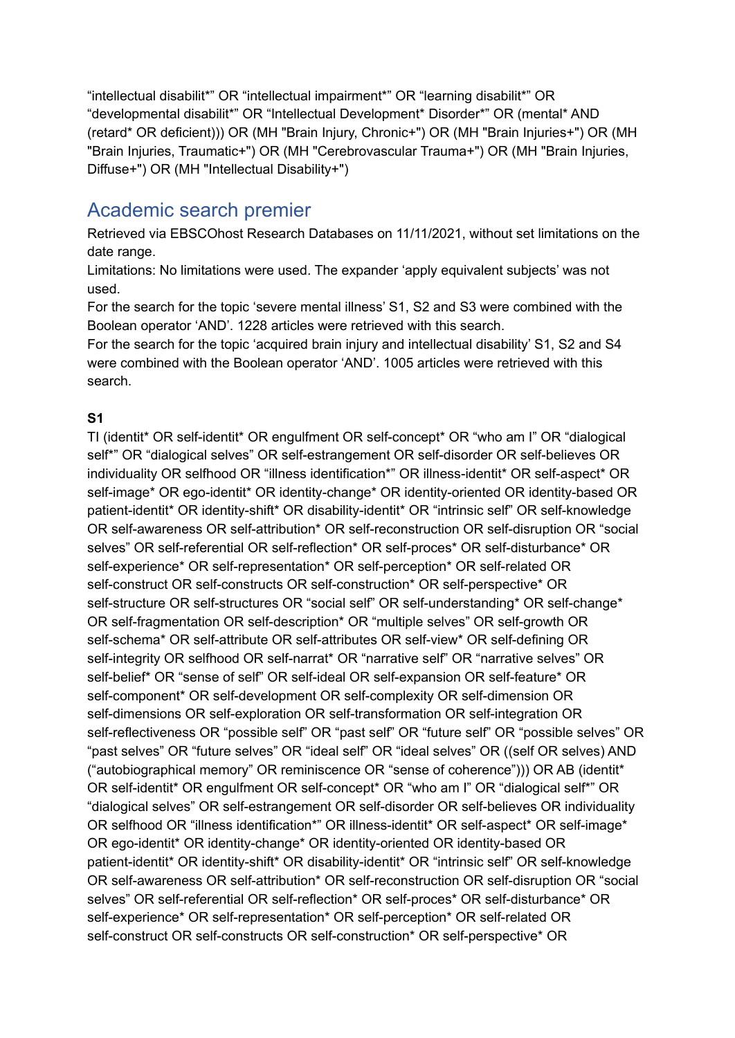"intellectual disabilit*" OR "intellectual impairment*" OR "learning disabilit*" OR "developmental disabilit*" OR "Intellectual Development* Disorder*" OR (mental* AND (retard* OR deficient))) OR (MH "Brain Injury, Chronic+") OR (MH "Brain Injuries+") OR (MH "Brain Injuries, Traumatic+") OR (MH "Cerebrovascular Trauma+") OR (MH "Brain Injuries, Diffuse+") OR (MH "Intellectual Disability+")

## Academic search premier

Retrieved via EBSCOhost Research Databases on 11/11/2021, without set limitations on the date range.
Limitations: No limitations were used. The expander 'apply equivalent subjects' was not used.
For the search for the topic 'severe mental illness' S1, S2 and S3 were combined with the Boolean operator 'AND'. 1228 articles were retrieved with this search.
For the search for the topic 'acquired brain injury and intellectual disability' S1, S2 and S4 were combined with the Boolean operator 'AND'. 1005 articles were retrieved with this search.

**S1**

TI (identit* OR self-identit* OR engulfment OR self-concept* OR "who am I" OR "dialogical self*" OR "dialogical selves" OR self-estrangement OR self-disorder OR self-believes OR individuality OR selfhood OR "illness identification*" OR illness-identit* OR self-aspect* OR self-image* OR ego-identit* OR identity-change* OR identity-oriented OR identity-based OR patient-identit* OR identity-shift* OR disability-identit* OR "intrinsic self" OR self-knowledge OR self-awareness OR self-attribution* OR self-reconstruction OR self-disruption OR "social selves" OR self-referential OR self-reflection* OR self-proces* OR self-disturbance* OR self-experience* OR self-representation* OR self-perception* OR self-related OR self-construct OR self-constructs OR self-construction* OR self-perspective* OR self-structure OR self-structures OR "social self" OR self-understanding* OR self-change* OR self-fragmentation OR self-description* OR "multiple selves" OR self-growth OR self-schema* OR self-attribute OR self-attributes OR self-view* OR self-defining OR self-integrity OR selfhood OR self-narrat* OR "narrative self" OR "narrative selves" OR self-belief* OR "sense of self" OR self-ideal OR self-expansion OR self-feature* OR self-component* OR self-development OR self-complexity OR self-dimension OR self-dimensions OR self-exploration OR self-transformation OR self-integration OR self-reflectiveness OR "possible self" OR "past self" OR "future self" OR "possible selves" OR "past selves" OR "future selves" OR "ideal self" OR "ideal selves" OR ((self OR selves) AND ("autobiographical memory" OR reminiscence OR "sense of coherence"))) OR AB (identit* OR self-identit* OR engulfment OR self-concept* OR "who am I" OR "dialogical self*" OR "dialogical selves" OR self-estrangement OR self-disorder OR self-believes OR individuality OR selfhood OR "illness identification*" OR illness-identit* OR self-aspect* OR self-image* OR ego-identit* OR identity-change* OR identity-oriented OR identity-based OR patient-identit* OR identity-shift* OR disability-identit* OR "intrinsic self" OR self-knowledge OR self-awareness OR self-attribution* OR self-reconstruction OR self-disruption OR "social selves" OR self-referential OR self-reflection* OR self-proces* OR self-disturbance* OR self-experience* OR self-representation* OR self-perception* OR self-related OR self-construct OR self-constructs OR self-construction* OR self-perspective* OR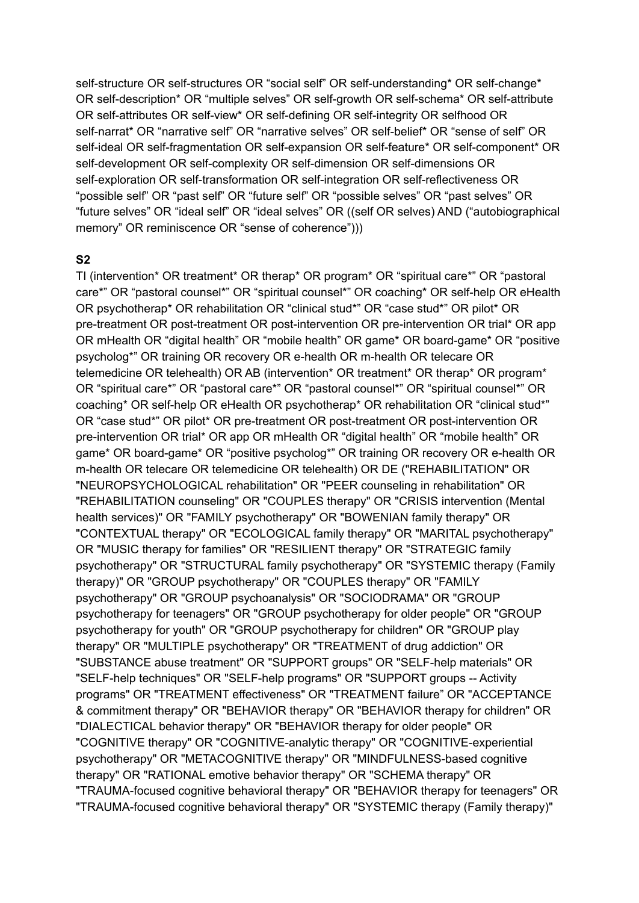self-structure OR self-structures OR "social self" OR self-understanding* OR self-change* OR self-description* OR "multiple selves" OR self-growth OR self-schema* OR self-attribute OR self-attributes OR self-view* OR self-defining OR self-integrity OR selfhood OR self-narrat* OR "narrative self" OR "narrative selves" OR self-belief* OR "sense of self" OR self-ideal OR self-fragmentation OR self-expansion OR self-feature* OR self-component* OR self-development OR self-complexity OR self-dimension OR self-dimensions OR self-exploration OR self-transformation OR self-integration OR self-reflectiveness OR "possible self" OR "past self" OR "future self" OR "possible selves" OR "past selves" OR "future selves" OR "ideal self" OR "ideal selves" OR ((self OR selves) AND ("autobiographical memory" OR reminiscence OR "sense of coherence")))

**S2**

TI (intervention* OR treatment* OR therap* OR program* OR "spiritual care*" OR "pastoral care*" OR "pastoral counsel*" OR "spiritual counsel*" OR coaching* OR self-help OR eHealth OR psychotherap* OR rehabilitation OR "clinical stud*" OR "case stud*" OR pilot* OR pre-treatment OR post-treatment OR post-intervention OR pre-intervention OR trial* OR app OR mHealth OR "digital health" OR "mobile health" OR game* OR board-game* OR "positive psycholog*" OR training OR recovery OR e-health OR m-health OR telecare OR telemedicine OR telehealth) OR AB (intervention* OR treatment* OR therap* OR program* OR "spiritual care*" OR "pastoral care*" OR "pastoral counsel*" OR "spiritual counsel*" OR coaching* OR self-help OR eHealth OR psychotherap* OR rehabilitation OR "clinical stud*" OR "case stud*" OR pilot* OR pre-treatment OR post-treatment OR post-intervention OR pre-intervention OR trial* OR app OR mHealth OR "digital health" OR "mobile health" OR game* OR board-game* OR "positive psycholog*" OR training OR recovery OR e-health OR m-health OR telecare OR telemedicine OR telehealth) OR DE ("REHABILITATION" OR "NEUROPSYCHOLOGICAL rehabilitation" OR "PEER counseling in rehabilitation" OR "REHABILITATION counseling" OR "COUPLES therapy" OR "CRISIS intervention (Mental health services)" OR "FAMILY psychotherapy" OR "BOWENIAN family therapy" OR "CONTEXTUAL therapy" OR "ECOLOGICAL family therapy" OR "MARITAL psychotherapy" OR "MUSIC therapy for families" OR "RESILIENT therapy" OR "STRATEGIC family psychotherapy" OR "STRUCTURAL family psychotherapy" OR "SYSTEMIC therapy (Family therapy)" OR "GROUP psychotherapy" OR "COUPLES therapy" OR "FAMILY psychotherapy" OR "GROUP psychoanalysis" OR "SOCIODRAMA" OR "GROUP psychotherapy for teenagers" OR "GROUP psychotherapy for older people" OR "GROUP psychotherapy for youth" OR "GROUP psychotherapy for children" OR "GROUP play therapy" OR "MULTIPLE psychotherapy" OR "TREATMENT of drug addiction" OR "SUBSTANCE abuse treatment" OR "SUPPORT groups" OR "SELF-help materials" OR "SELF-help techniques" OR "SELF-help programs" OR "SUPPORT groups -- Activity programs" OR "TREATMENT effectiveness" OR "TREATMENT failure" OR "ACCEPTANCE & commitment therapy" OR "BEHAVIOR therapy" OR "BEHAVIOR therapy for children" OR "DIALECTICAL behavior therapy" OR "BEHAVIOR therapy for older people" OR "COGNITIVE therapy" OR "COGNITIVE-analytic therapy" OR "COGNITIVE-experiential psychotherapy" OR "METACOGNITIVE therapy" OR "MINDFULNESS-based cognitive therapy" OR "RATIONAL emotive behavior therapy" OR "SCHEMA therapy" OR "TRAUMA-focused cognitive behavioral therapy" OR "BEHAVIOR therapy for teenagers" OR "TRAUMA-focused cognitive behavioral therapy" OR "SYSTEMIC therapy (Family therapy)"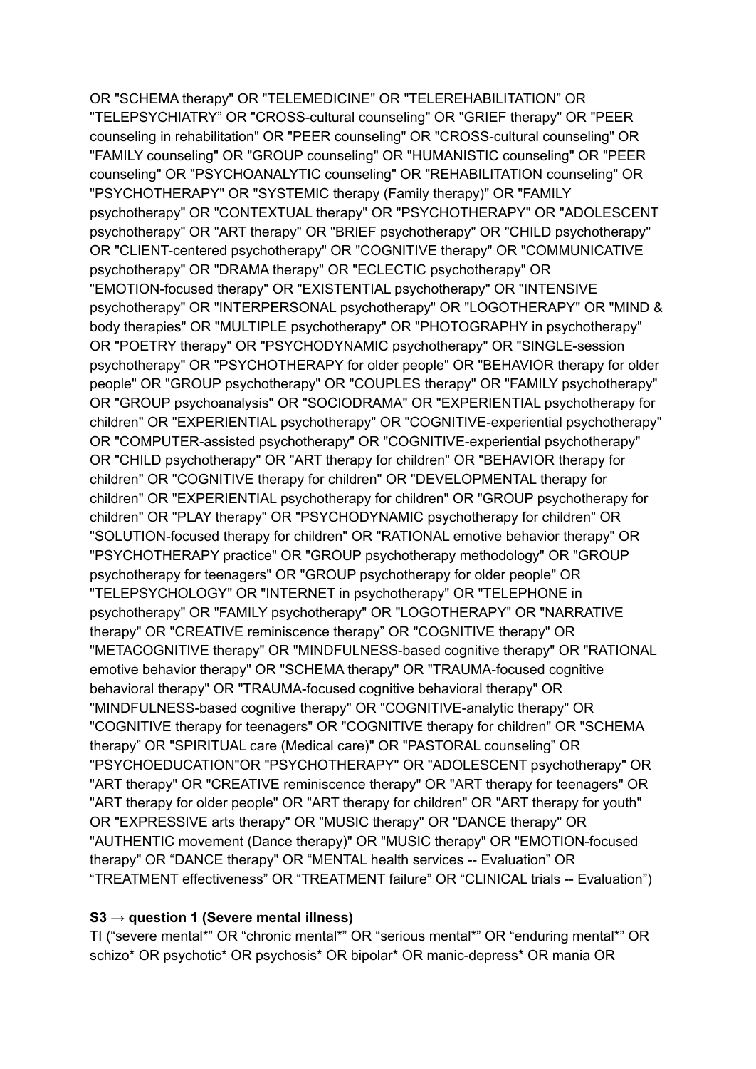OR "SCHEMA therapy" OR "TELEMEDICINE" OR "TELEREHABILITATION" OR "TELEPSYCHIATRY" OR "CROSS-cultural counseling" OR "GRIEF therapy" OR "PEER counseling in rehabilitation" OR "PEER counseling" OR "CROSS-cultural counseling" OR "FAMILY counseling" OR "GROUP counseling" OR "HUMANISTIC counseling" OR "PEER counseling" OR "PSYCHOANALYTIC counseling" OR "REHABILITATION counseling" OR "PSYCHOTHERAPY" OR "SYSTEMIC therapy (Family therapy)" OR "FAMILY psychotherapy" OR "CONTEXTUAL therapy" OR "PSYCHOTHERAPY" OR "ADOLESCENT psychotherapy" OR "ART therapy" OR "BRIEF psychotherapy" OR "CHILD psychotherapy" OR "CLIENT-centered psychotherapy" OR "COGNITIVE therapy" OR "COMMUNICATIVE psychotherapy" OR "DRAMA therapy" OR "ECLECTIC psychotherapy" OR "EMOTION-focused therapy" OR "EXISTENTIAL psychotherapy" OR "INTENSIVE psychotherapy" OR "INTERPERSONAL psychotherapy" OR "LOGOTHERAPY" OR "MIND & body therapies" OR "MULTIPLE psychotherapy" OR "PHOTOGRAPHY in psychotherapy" OR "POETRY therapy" OR "PSYCHODYNAMIC psychotherapy" OR "SINGLE-session psychotherapy" OR "PSYCHOTHERAPY for older people" OR "BEHAVIOR therapy for older people" OR "GROUP psychotherapy" OR "COUPLES therapy" OR "FAMILY psychotherapy" OR "GROUP psychoanalysis" OR "SOCIODRAMA" OR "EXPERIENTIAL psychotherapy for children" OR "EXPERIENTIAL psychotherapy" OR "COGNITIVE-experiential psychotherapy" OR "COMPUTER-assisted psychotherapy" OR "COGNITIVE-experiential psychotherapy" OR "CHILD psychotherapy" OR "ART therapy for children" OR "BEHAVIOR therapy for children" OR "COGNITIVE therapy for children" OR "DEVELOPMENTAL therapy for children" OR "EXPERIENTIAL psychotherapy for children" OR "GROUP psychotherapy for children" OR "PLAY therapy" OR "PSYCHODYNAMIC psychotherapy for children" OR "SOLUTION-focused therapy for children" OR "RATIONAL emotive behavior therapy" OR "PSYCHOTHERAPY practice" OR "GROUP psychotherapy methodology" OR "GROUP psychotherapy for teenagers" OR "GROUP psychotherapy for older people" OR "TELEPSYCHOLOGY" OR "INTERNET in psychotherapy" OR "TELEPHONE in psychotherapy" OR "FAMILY psychotherapy" OR "LOGOTHERAPY" OR "NARRATIVE therapy" OR "CREATIVE reminiscence therapy" OR "COGNITIVE therapy" OR "METACOGNITIVE therapy" OR "MINDFULNESS-based cognitive therapy" OR "RATIONAL emotive behavior therapy" OR "SCHEMA therapy" OR "TRAUMA-focused cognitive behavioral therapy" OR "TRAUMA-focused cognitive behavioral therapy" OR "MINDFULNESS-based cognitive therapy" OR "COGNITIVE-analytic therapy" OR "COGNITIVE therapy for teenagers" OR "COGNITIVE therapy for children" OR "SCHEMA therapy" OR "SPIRITUAL care (Medical care)" OR "PASTORAL counseling" OR "PSYCHOEDUCATION"OR "PSYCHOTHERAPY" OR "ADOLESCENT psychotherapy" OR "ART therapy" OR "CREATIVE reminiscence therapy" OR "ART therapy for teenagers" OR "ART therapy for older people" OR "ART therapy for children" OR "ART therapy for youth" OR "EXPRESSIVE arts therapy" OR "MUSIC therapy" OR "DANCE therapy" OR "AUTHENTIC movement (Dance therapy)" OR "MUSIC therapy" OR "EMOTION-focused therapy" OR "DANCE therapy" OR "MENTAL health services -- Evaluation" OR "TREATMENT effectiveness" OR "TREATMENT failure" OR "CLINICAL trials -- Evaluation")

**S3 → question 1 (Severe mental illness)**

TI ("severe mental*" OR "chronic mental*" OR "serious mental*" OR "enduring mental*" OR schizo* OR psychotic* OR psychosis* OR bipolar* OR manic-depress* OR mania OR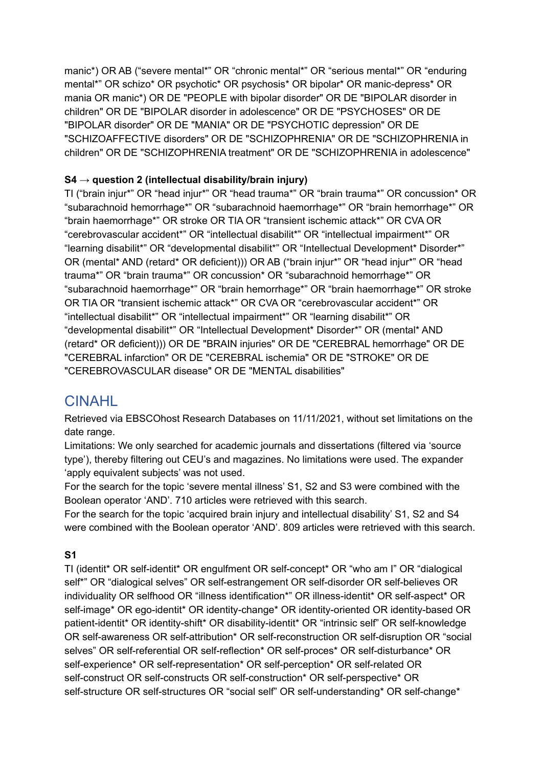manic*) OR AB ("severe mental*" OR "chronic mental*" OR "serious mental*" OR "enduring mental*" OR schizo* OR psychotic* OR psychosis* OR bipolar* OR manic-depress* OR mania OR manic*) OR DE "PEOPLE with bipolar disorder" OR DE "BIPOLAR disorder in children" OR DE "BIPOLAR disorder in adolescence" OR DE "PSYCHOSES" OR DE "BIPOLAR disorder" OR DE "MANIA" OR DE "PSYCHOTIC depression" OR DE "SCHIZOAFFECTIVE disorders" OR DE "SCHIZOPHRENIA" OR DE "SCHIZOPHRENIA in children" OR DE "SCHIZOPHRENIA treatment" OR DE "SCHIZOPHRENIA in adolescence"

**S4 → question 2 (intellectual disability/brain injury)**

TI ("brain injur*" OR "head injur*" OR "head trauma*" OR "brain trauma*" OR concussion* OR "subarachnoid hemorrhage*" OR "subarachnoid haemorrhage*" OR "brain hemorrhage*" OR "brain haemorrhage*" OR stroke OR TIA OR "transient ischemic attack*" OR CVA OR "cerebrovascular accident*" OR "intellectual disabilit*" OR "intellectual impairment*" OR "learning disabilit*" OR "developmental disabilit*" OR "Intellectual Development* Disorder*" OR (mental* AND (retard* OR deficient))) OR AB ("brain injur*" OR "head injur*" OR "head trauma*" OR "brain trauma*" OR concussion* OR "subarachnoid hemorrhage*" OR "subarachnoid haemorrhage*" OR "brain hemorrhage*" OR "brain haemorrhage*" OR stroke OR TIA OR "transient ischemic attack*" OR CVA OR "cerebrovascular accident*" OR "intellectual disabilit*" OR "intellectual impairment*" OR "learning disabilit*" OR "developmental disabilit*" OR "Intellectual Development* Disorder*" OR (mental* AND (retard* OR deficient))) OR DE "BRAIN injuries" OR DE "CEREBRAL hemorrhage" OR DE "CEREBRAL infarction" OR DE "CEREBRAL ischemia" OR DE "STROKE" OR DE "CEREBROVASCULAR disease" OR DE "MENTAL disabilities"

## CINAHL

Retrieved via EBSCOhost Research Databases on 11/11/2021, without set limitations on the date range.

Limitations: We only searched for academic journals and dissertations (filtered via 'source type'), thereby filtering out CEU's and magazines. No limitations were used. The expander 'apply equivalent subjects' was not used.

For the search for the topic 'severe mental illness' S1, S2 and S3 were combined with the Boolean operator 'AND'. 710 articles were retrieved with this search.

For the search for the topic 'acquired brain injury and intellectual disability' S1, S2 and S4 were combined with the Boolean operator 'AND'. 809 articles were retrieved with this search.

**S1**

TI (identit* OR self-identit* OR engulfment OR self-concept* OR "who am I" OR "dialogical self*" OR "dialogical selves" OR self-estrangement OR self-disorder OR self-believes OR individuality OR selfhood OR "illness identification*" OR illness-identit* OR self-aspect* OR self-image* OR ego-identit* OR identity-change* OR identity-oriented OR identity-based OR patient-identit* OR identity-shift* OR disability-identit* OR "intrinsic self" OR self-knowledge OR self-awareness OR self-attribution* OR self-reconstruction OR self-disruption OR "social selves" OR self-referential OR self-reflection* OR self-proces* OR self-disturbance* OR self-experience* OR self-representation* OR self-perception* OR self-related OR self-construct OR self-constructs OR self-construction* OR self-perspective* OR self-structure OR self-structures OR "social self" OR self-understanding* OR self-change*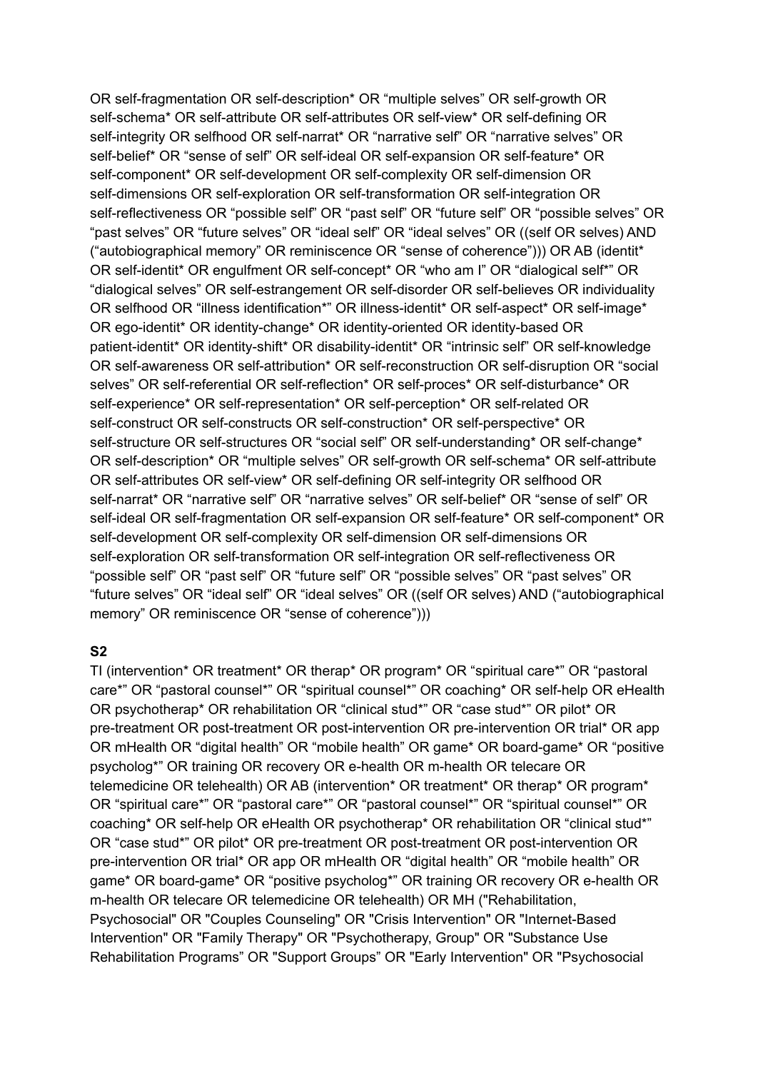OR self-fragmentation OR self-description* OR “multiple selves” OR self-growth OR self-schema* OR self-attribute OR self-attributes OR self-view* OR self-defining OR self-integrity OR selfhood OR self-narrat* OR “narrative self” OR “narrative selves” OR self-belief* OR “sense of self” OR self-ideal OR self-expansion OR self-feature* OR self-component* OR self-development OR self-complexity OR self-dimension OR self-dimensions OR self-exploration OR self-transformation OR self-integration OR self-reflectiveness OR “possible self” OR “past self” OR “future self” OR “possible selves” OR “past selves” OR “future selves” OR “ideal self” OR “ideal selves” OR ((self OR selves) AND (“autobiographical memory” OR reminiscence OR “sense of coherence”))) OR AB (identit* OR self-identit* OR engulfment OR self-concept* OR “who am I” OR “dialogical self*” OR “dialogical selves” OR self-estrangement OR self-disorder OR self-believes OR individuality OR selfhood OR “illness identification*” OR illness-identit* OR self-aspect* OR self-image* OR ego-identit* OR identity-change* OR identity-oriented OR identity-based OR patient-identit* OR identity-shift* OR disability-identit* OR “intrinsic self” OR self-knowledge OR self-awareness OR self-attribution* OR self-reconstruction OR self-disruption OR “social selves” OR self-referential OR self-reflection* OR self-proces* OR self-disturbance* OR self-experience* OR self-representation* OR self-perception* OR self-related OR self-construct OR self-constructs OR self-construction* OR self-perspective* OR self-structure OR self-structures OR “social self” OR self-understanding* OR self-change* OR self-description* OR “multiple selves” OR self-growth OR self-schema* OR self-attribute OR self-attributes OR self-view* OR self-defining OR self-integrity OR selfhood OR self-narrat* OR “narrative self” OR “narrative selves” OR self-belief* OR “sense of self” OR self-ideal OR self-fragmentation OR self-expansion OR self-feature* OR self-component* OR self-development OR self-complexity OR self-dimension OR self-dimensions OR self-exploration OR self-transformation OR self-integration OR self-reflectiveness OR “possible self” OR “past self” OR “future self” OR “possible selves” OR “past selves” OR “future selves” OR “ideal self” OR “ideal selves” OR ((self OR selves) AND (“autobiographical memory” OR reminiscence OR “sense of coherence”)))

**S2**

TI (intervention* OR treatment* OR therap* OR program* OR “spiritual care*” OR “pastoral care*” OR “pastoral counsel*” OR “spiritual counsel*” OR coaching* OR self-help OR eHealth OR psychotherap* OR rehabilitation OR “clinical stud*” OR “case stud*” OR pilot* OR pre-treatment OR post-treatment OR post-intervention OR pre-intervention OR trial* OR app OR mHealth OR “digital health” OR “mobile health” OR game* OR board-game* OR “positive psycholog*” OR training OR recovery OR e-health OR m-health OR telecare OR telemedicine OR telehealth) OR AB (intervention* OR treatment* OR therap* OR program* OR “spiritual care*” OR “pastoral care*” OR “pastoral counsel*” OR “spiritual counsel*” OR coaching* OR self-help OR eHealth OR psychotherap* OR rehabilitation OR “clinical stud*” OR “case stud*” OR pilot* OR pre-treatment OR post-treatment OR post-intervention OR pre-intervention OR trial* OR app OR mHealth OR “digital health” OR “mobile health” OR game* OR board-game* OR “positive psycholog*” OR training OR recovery OR e-health OR m-health OR telecare OR telemedicine OR telehealth) OR MH ("Rehabilitation, Psychosocial" OR "Couples Counseling" OR "Crisis Intervention" OR "Internet-Based Intervention" OR "Family Therapy" OR "Psychotherapy, Group" OR "Substance Use Rehabilitation Programs” OR "Support Groups” OR "Early Intervention" OR "Psychosocial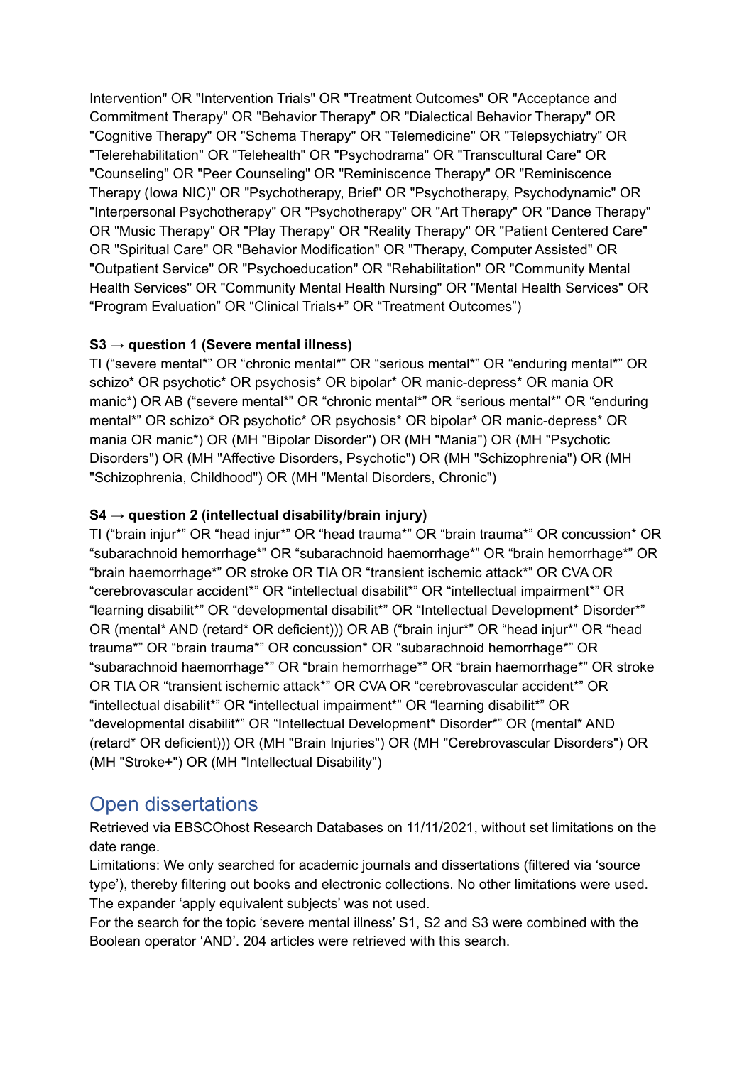Intervention" OR "Intervention Trials" OR "Treatment Outcomes" OR "Acceptance and Commitment Therapy" OR "Behavior Therapy" OR "Dialectical Behavior Therapy" OR "Cognitive Therapy" OR "Schema Therapy" OR "Telemedicine" OR "Telepsychiatry" OR "Telerehabilitation" OR "Telehealth" OR "Psychodrama" OR "Transcultural Care" OR "Counseling" OR "Peer Counseling" OR "Reminiscence Therapy" OR "Reminiscence Therapy (Iowa NIC)" OR "Psychotherapy, Brief" OR "Psychotherapy, Psychodynamic" OR "Interpersonal Psychotherapy" OR "Psychotherapy" OR "Art Therapy" OR "Dance Therapy" OR "Music Therapy" OR "Play Therapy" OR "Reality Therapy" OR "Patient Centered Care" OR "Spiritual Care" OR "Behavior Modification" OR "Therapy, Computer Assisted" OR "Outpatient Service" OR "Psychoeducation" OR "Rehabilitation" OR "Community Mental Health Services" OR "Community Mental Health Nursing" OR "Mental Health Services" OR "Program Evaluation" OR "Clinical Trials+" OR "Treatment Outcomes")

**S3 → question 1 (Severe mental illness)**
TI ("severe mental*" OR "chronic mental*" OR "serious mental*" OR "enduring mental*" OR schizo* OR psychotic* OR psychosis* OR bipolar* OR manic-depress* OR mania OR manic*) OR AB ("severe mental*" OR "chronic mental*" OR "serious mental*" OR "enduring mental*" OR schizo* OR psychotic* OR psychosis* OR bipolar* OR manic-depress* OR mania OR manic*) OR (MH "Bipolar Disorder") OR (MH "Mania") OR (MH "Psychotic Disorders") OR (MH "Affective Disorders, Psychotic") OR (MH "Schizophrenia") OR (MH "Schizophrenia, Childhood") OR (MH "Mental Disorders, Chronic")

**S4 → question 2 (intellectual disability/brain injury)**
TI ("brain injur*" OR "head injur*" OR "head trauma*" OR "brain trauma*" OR concussion* OR "subarachnoid hemorrhage*" OR "subarachnoid haemorrhage*" OR "brain hemorrhage*" OR "brain haemorrhage*" OR stroke OR TIA OR "transient ischemic attack*" OR CVA OR "cerebrovascular accident*" OR "intellectual disabilit*" OR "intellectual impairment*" OR "learning disabilit*" OR "developmental disabilit*" OR "Intellectual Development* Disorder*" OR (mental* AND (retard* OR deficient))) OR AB ("brain injur*" OR "head injur*" OR "head trauma*" OR "brain trauma*" OR concussion* OR "subarachnoid hemorrhage*" OR "subarachnoid haemorrhage*" OR "brain hemorrhage*" OR "brain haemorrhage*" OR stroke OR TIA OR "transient ischemic attack*" OR CVA OR "cerebrovascular accident*" OR "intellectual disabilit*" OR "intellectual impairment*" OR "learning disabilit*" OR "developmental disabilit*" OR "Intellectual Development* Disorder*" OR (mental* AND (retard* OR deficient))) OR (MH "Brain Injuries") OR (MH "Cerebrovascular Disorders") OR (MH "Stroke+") OR (MH "Intellectual Disability")

## Open dissertations

Retrieved via EBSCOhost Research Databases on 11/11/2021, without set limitations on the date range.
Limitations: We only searched for academic journals and dissertations (filtered via 'source type'), thereby filtering out books and electronic collections. No other limitations were used. The expander 'apply equivalent subjects' was not used.
For the search for the topic 'severe mental illness' S1, S2 and S3 were combined with the Boolean operator 'AND'. 204 articles were retrieved with this search.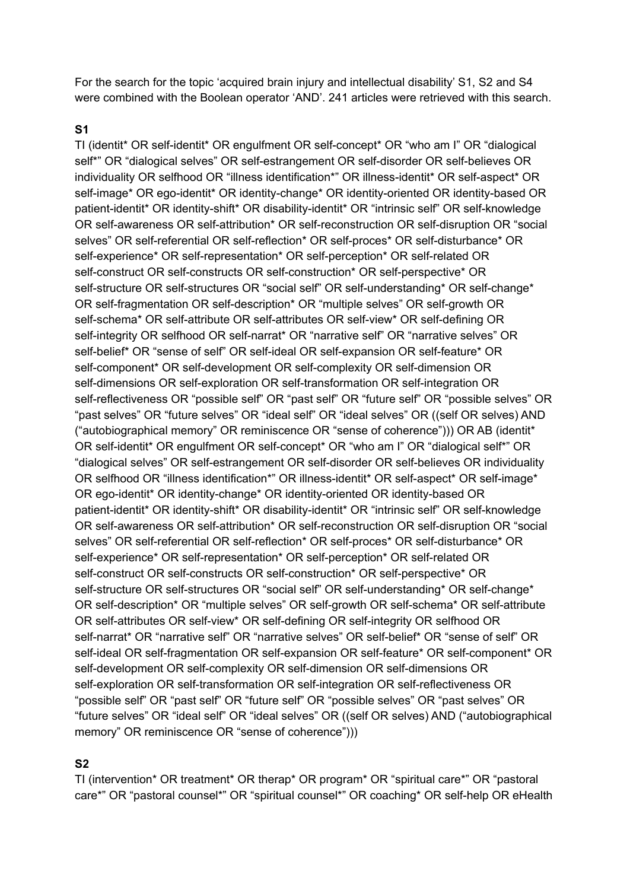For the search for the topic 'acquired brain injury and intellectual disability' S1, S2 and S4 were combined with the Boolean operator 'AND'. 241 articles were retrieved with this search.

**S1**

TI (identit* OR self-identit* OR engulfment OR self-concept* OR "who am I" OR "dialogical self*" OR "dialogical selves" OR self-estrangement OR self-disorder OR self-believes OR individuality OR selfhood OR "illness identification*" OR illness-identit* OR self-aspect* OR self-image* OR ego-identit* OR identity-change* OR identity-oriented OR identity-based OR patient-identit* OR identity-shift* OR disability-identit* OR "intrinsic self" OR self-knowledge OR self-awareness OR self-attribution* OR self-reconstruction OR self-disruption OR "social selves" OR self-referential OR self-reflection* OR self-proces* OR self-disturbance* OR self-experience* OR self-representation* OR self-perception* OR self-related OR self-construct OR self-constructs OR self-construction* OR self-perspective* OR self-structure OR self-structures OR "social self" OR self-understanding* OR self-change* OR self-fragmentation OR self-description* OR "multiple selves" OR self-growth OR self-schema* OR self-attribute OR self-attributes OR self-view* OR self-defining OR self-integrity OR selfhood OR self-narrat* OR "narrative self" OR "narrative selves" OR self-belief* OR "sense of self" OR self-ideal OR self-expansion OR self-feature* OR self-component* OR self-development OR self-complexity OR self-dimension OR self-dimensions OR self-exploration OR self-transformation OR self-integration OR self-reflectiveness OR "possible self" OR "past self" OR "future self" OR "possible selves" OR "past selves" OR "future selves" OR "ideal self" OR "ideal selves" OR ((self OR selves) AND ("autobiographical memory" OR reminiscence OR "sense of coherence"))) OR AB (identit* OR self-identit* OR engulfment OR self-concept* OR "who am I" OR "dialogical self*" OR "dialogical selves" OR self-estrangement OR self-disorder OR self-believes OR individuality OR selfhood OR "illness identification*" OR illness-identit* OR self-aspect* OR self-image* OR ego-identit* OR identity-change* OR identity-oriented OR identity-based OR patient-identit* OR identity-shift* OR disability-identit* OR "intrinsic self" OR self-knowledge OR self-awareness OR self-attribution* OR self-reconstruction OR self-disruption OR "social selves" OR self-referential OR self-reflection* OR self-proces* OR self-disturbance* OR self-experience* OR self-representation* OR self-perception* OR self-related OR self-construct OR self-constructs OR self-construction* OR self-perspective* OR self-structure OR self-structures OR "social self" OR self-understanding* OR self-change* OR self-description* OR "multiple selves" OR self-growth OR self-schema* OR self-attribute OR self-attributes OR self-view* OR self-defining OR self-integrity OR selfhood OR self-narrat* OR "narrative self" OR "narrative selves" OR self-belief* OR "sense of self" OR self-ideal OR self-fragmentation OR self-expansion OR self-feature* OR self-component* OR self-development OR self-complexity OR self-dimension OR self-dimensions OR self-exploration OR self-transformation OR self-integration OR self-reflectiveness OR "possible self" OR "past self" OR "future self" OR "possible selves" OR "past selves" OR "future selves" OR "ideal self" OR "ideal selves" OR ((self OR selves) AND ("autobiographical memory" OR reminiscence OR "sense of coherence")))

**S2**

TI (intervention* OR treatment* OR therap* OR program* OR "spiritual care*" OR "pastoral care*" OR "pastoral counsel*" OR "spiritual counsel*" OR coaching* OR self-help OR eHealth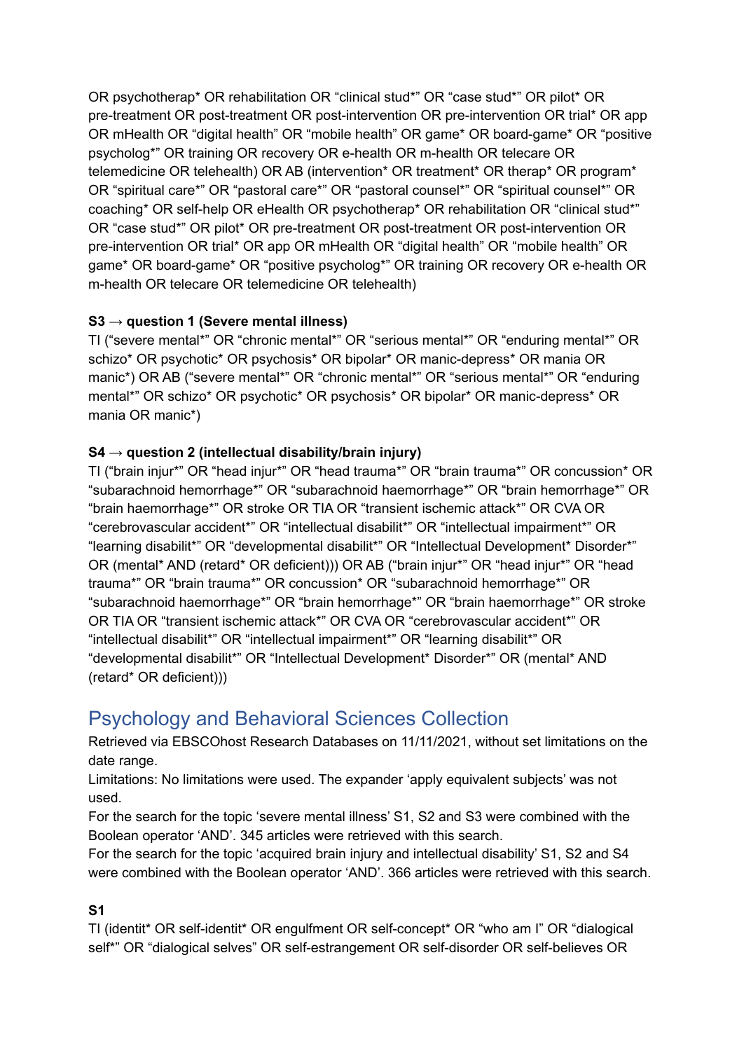OR psychotherap* OR rehabilitation OR “clinical stud*” OR “case stud*” OR pilot* OR pre-treatment OR post-treatment OR post-intervention OR pre-intervention OR trial* OR app OR mHealth OR “digital health” OR “mobile health” OR game* OR board-game* OR “positive psycholog*” OR training OR recovery OR e-health OR m-health OR telecare OR telemedicine OR telehealth) OR AB (intervention* OR treatment* OR therap* OR program* OR “spiritual care*” OR “pastoral care*” OR “pastoral counsel*” OR “spiritual counsel*” OR coaching* OR self-help OR eHealth OR psychotherap* OR rehabilitation OR “clinical stud*” OR “case stud*” OR pilot* OR pre-treatment OR post-treatment OR post-intervention OR pre-intervention OR trial* OR app OR mHealth OR “digital health” OR “mobile health” OR game* OR board-game* OR “positive psycholog*” OR training OR recovery OR e-health OR m-health OR telecare OR telemedicine OR telehealth)

**S3 → question 1 (Severe mental illness)**

TI (“severe mental*” OR “chronic mental*” OR “serious mental*” OR “enduring mental*” OR schizo* OR psychotic* OR psychosis* OR bipolar* OR manic-depress* OR mania OR manic*) OR AB (“severe mental*” OR “chronic mental*” OR “serious mental*” OR “enduring mental*” OR schizo* OR psychotic* OR psychosis* OR bipolar* OR manic-depress* OR mania OR manic*)

**S4 → question 2 (intellectual disability/brain injury)**

TI (“brain injur*” OR “head injur*” OR “head trauma*” OR “brain trauma*” OR concussion* OR “subarachnoid hemorrhage*” OR “subarachnoid haemorrhage*” OR “brain hemorrhage*” OR “brain haemorrhage*” OR stroke OR TIA OR “transient ischemic attack*” OR CVA OR “cerebrovascular accident*” OR “intellectual disabilit*” OR “intellectual impairment*” OR “learning disabilit*” OR “developmental disabilit*” OR “Intellectual Development* Disorder*” OR (mental* AND (retard* OR deficient))) OR AB (“brain injur*” OR “head injur*” OR “head trauma*” OR “brain trauma*” OR concussion* OR “subarachnoid hemorrhage*” OR “subarachnoid haemorrhage*” OR “brain hemorrhage*” OR “brain haemorrhage*” OR stroke OR TIA OR “transient ischemic attack*” OR CVA OR “cerebrovascular accident*” OR “intellectual disabilit*” OR “intellectual impairment*” OR “learning disabilit*” OR “developmental disabilit*” OR “Intellectual Development* Disorder*” OR (mental* AND (retard* OR deficient)))

## Psychology and Behavioral Sciences Collection

Retrieved via EBSCOhost Research Databases on 11/11/2021, without set limitations on the date range.

Limitations: No limitations were used. The expander ‘apply equivalent subjects’ was not used.

For the search for the topic ‘severe mental illness’ S1, S2 and S3 were combined with the Boolean operator ‘AND’. 345 articles were retrieved with this search.

For the search for the topic ‘acquired brain injury and intellectual disability’ S1, S2 and S4 were combined with the Boolean operator ‘AND’. 366 articles were retrieved with this search.

**S1**

TI (identit* OR self-identit* OR engulfment OR self-concept* OR “who am I” OR “dialogical self*” OR “dialogical selves” OR self-estrangement OR self-disorder OR self-believes OR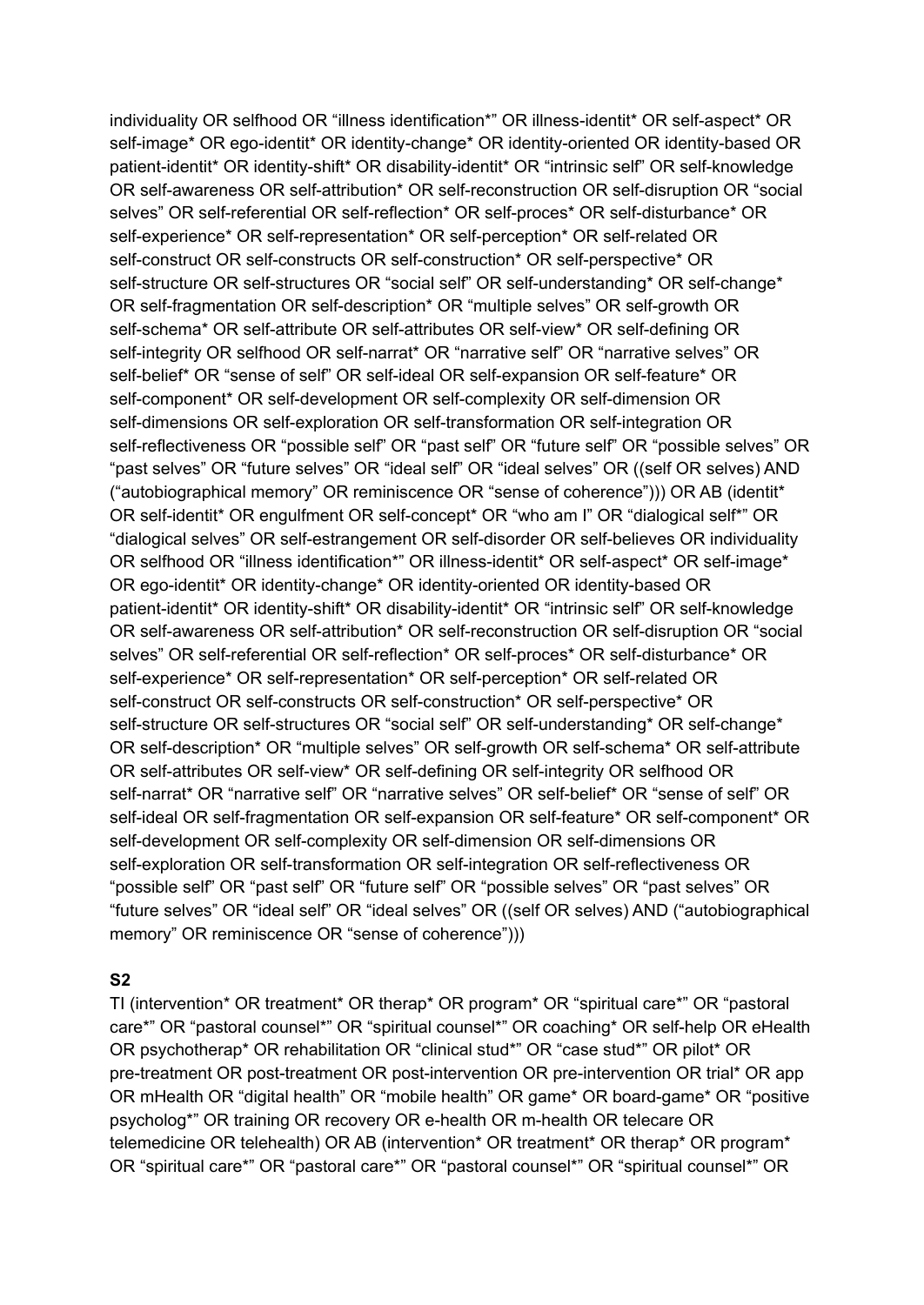individuality OR selfhood OR “illness identification*” OR illness-identit* OR self-aspect* OR self-image* OR ego-identit* OR identity-change* OR identity-oriented OR identity-based OR patient-identit* OR identity-shift* OR disability-identit* OR “intrinsic self” OR self-knowledge OR self-awareness OR self-attribution* OR self-reconstruction OR self-disruption OR “social selves” OR self-referential OR self-reflection* OR self-proces* OR self-disturbance* OR self-experience* OR self-representation* OR self-perception* OR self-related OR self-construct OR self-constructs OR self-construction* OR self-perspective* OR self-structure OR self-structures OR “social self” OR self-understanding* OR self-change* OR self-fragmentation OR self-description* OR “multiple selves” OR self-growth OR self-schema* OR self-attribute OR self-attributes OR self-view* OR self-defining OR self-integrity OR selfhood OR self-narrat* OR “narrative self” OR “narrative selves” OR self-belief* OR “sense of self” OR self-ideal OR self-expansion OR self-feature* OR self-component* OR self-development OR self-complexity OR self-dimension OR self-dimensions OR self-exploration OR self-transformation OR self-integration OR self-reflectiveness OR “possible self” OR “past self” OR “future self” OR “possible selves” OR “past selves” OR “future selves” OR “ideal self” OR “ideal selves” OR ((self OR selves) AND (“autobiographical memory” OR reminiscence OR “sense of coherence”))) OR AB (identit* OR self-identit* OR engulfment OR self-concept* OR “who am I” OR “dialogical self*” OR “dialogical selves” OR self-estrangement OR self-disorder OR self-believes OR individuality OR selfhood OR “illness identification*” OR illness-identit* OR self-aspect* OR self-image* OR ego-identit* OR identity-change* OR identity-oriented OR identity-based OR patient-identit* OR identity-shift* OR disability-identit* OR “intrinsic self” OR self-knowledge OR self-awareness OR self-attribution* OR self-reconstruction OR self-disruption OR “social selves” OR self-referential OR self-reflection* OR self-proces* OR self-disturbance* OR self-experience* OR self-representation* OR self-perception* OR self-related OR self-construct OR self-constructs OR self-construction* OR self-perspective* OR self-structure OR self-structures OR “social self” OR self-understanding* OR self-change* OR self-description* OR “multiple selves” OR self-growth OR self-schema* OR self-attribute OR self-attributes OR self-view* OR self-defining OR self-integrity OR selfhood OR self-narrat* OR “narrative self” OR “narrative selves” OR self-belief* OR “sense of self” OR self-ideal OR self-fragmentation OR self-expansion OR self-feature* OR self-component* OR self-development OR self-complexity OR self-dimension OR self-dimensions OR self-exploration OR self-transformation OR self-integration OR self-reflectiveness OR “possible self” OR “past self” OR “future self” OR “possible selves” OR “past selves” OR “future selves” OR “ideal self” OR “ideal selves” OR ((self OR selves) AND (“autobiographical memory” OR reminiscence OR “sense of coherence”)))

**S2**

TI (intervention* OR treatment* OR therap* OR program* OR “spiritual care*” OR “pastoral care*” OR “pastoral counsel*” OR “spiritual counsel*” OR coaching* OR self-help OR eHealth OR psychotherap* OR rehabilitation OR “clinical stud*” OR “case stud*” OR pilot* OR pre-treatment OR post-treatment OR post-intervention OR pre-intervention OR trial* OR app OR mHealth OR “digital health” OR “mobile health” OR game* OR board-game* OR “positive psycholog*” OR training OR recovery OR e-health OR m-health OR telecare OR telemedicine OR telehealth) OR AB (intervention* OR treatment* OR therap* OR program* OR “spiritual care*” OR “pastoral care*” OR “pastoral counsel*” OR “spiritual counsel*” OR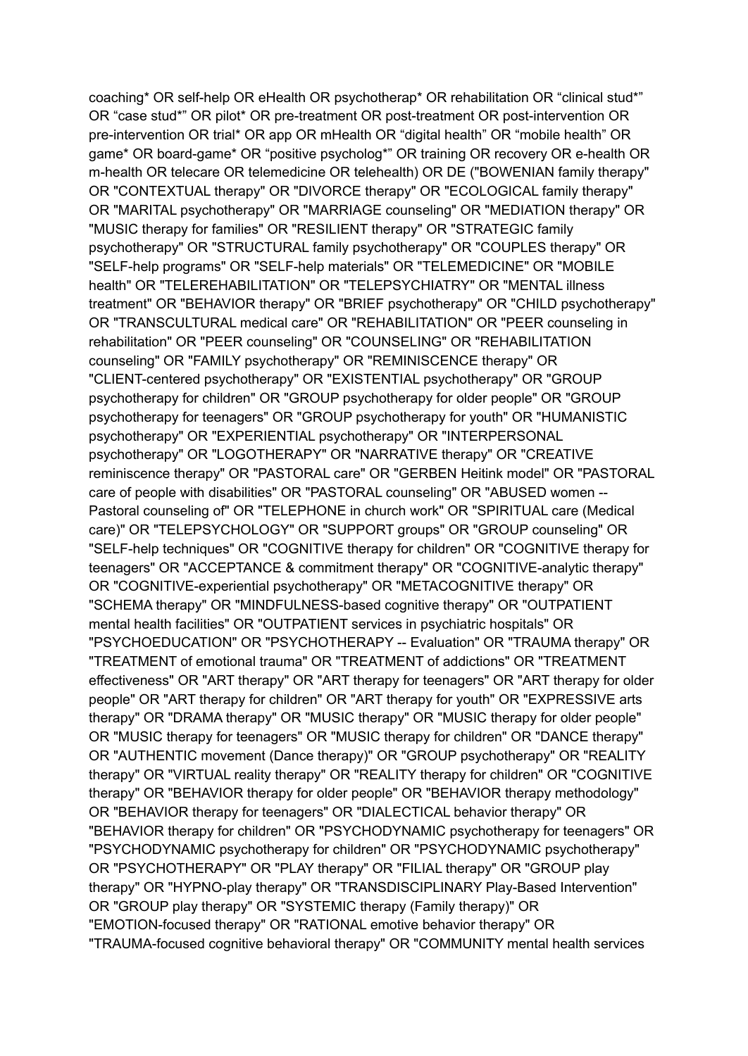coaching* OR self-help OR eHealth OR psychotherap* OR rehabilitation OR “clinical stud*” OR “case stud*” OR pilot* OR pre-treatment OR post-treatment OR post-intervention OR pre-intervention OR trial* OR app OR mHealth OR “digital health” OR “mobile health” OR game* OR board-game* OR “positive psycholog*” OR training OR recovery OR e-health OR m-health OR telecare OR telemedicine OR telehealth) OR DE ("BOWENIAN family therapy" OR "CONTEXTUAL therapy" OR "DIVORCE therapy" OR "ECOLOGICAL family therapy" OR "MARITAL psychotherapy" OR "MARRIAGE counseling" OR "MEDIATION therapy" OR "MUSIC therapy for families" OR "RESILIENT therapy" OR "STRATEGIC family psychotherapy" OR "STRUCTURAL family psychotherapy" OR "COUPLES therapy" OR "SELF-help programs" OR "SELF-help materials" OR "TELEMEDICINE" OR "MOBILE health" OR "TELEREHABILITATION" OR "TELEPSYCHIATRY" OR "MENTAL illness treatment" OR "BEHAVIOR therapy" OR "BRIEF psychotherapy" OR "CHILD psychotherapy" OR "TRANSCULTURAL medical care" OR "REHABILITATION" OR "PEER counseling in rehabilitation" OR "PEER counseling" OR "COUNSELING" OR "REHABILITATION counseling" OR "FAMILY psychotherapy" OR "REMINISCENCE therapy" OR "CLIENT-centered psychotherapy" OR "EXISTENTIAL psychotherapy" OR "GROUP psychotherapy for children" OR "GROUP psychotherapy for older people" OR "GROUP psychotherapy for teenagers" OR "GROUP psychotherapy for youth" OR "HUMANISTIC psychotherapy" OR "EXPERIENTIAL psychotherapy" OR "INTERPERSONAL psychotherapy" OR "LOGOTHERAPY" OR "NARRATIVE therapy" OR "CREATIVE reminiscence therapy" OR "PASTORAL care" OR "GERBEN Heitink model" OR "PASTORAL care of people with disabilities" OR "PASTORAL counseling" OR "ABUSED women -- Pastoral counseling of" OR "TELEPHONE in church work" OR "SPIRITUAL care (Medical care)" OR "TELEPSYCHOLOGY" OR "SUPPORT groups" OR "GROUP counseling" OR "SELF-help techniques" OR "COGNITIVE therapy for children" OR "COGNITIVE therapy for teenagers" OR "ACCEPTANCE & commitment therapy" OR "COGNITIVE-analytic therapy" OR "COGNITIVE-experiential psychotherapy" OR "METACOGNITIVE therapy" OR "SCHEMA therapy" OR "MINDFULNESS-based cognitive therapy" OR "OUTPATIENT mental health facilities" OR "OUTPATIENT services in psychiatric hospitals" OR "PSYCHOEDUCATION" OR "PSYCHOTHERAPY -- Evaluation" OR "TRAUMA therapy" OR "TREATMENT of emotional trauma" OR "TREATMENT of addictions" OR "TREATMENT effectiveness" OR "ART therapy" OR "ART therapy for teenagers" OR "ART therapy for older people" OR "ART therapy for children" OR "ART therapy for youth" OR "EXPRESSIVE arts therapy" OR "DRAMA therapy" OR "MUSIC therapy" OR "MUSIC therapy for older people" OR "MUSIC therapy for teenagers" OR "MUSIC therapy for children" OR "DANCE therapy" OR "AUTHENTIC movement (Dance therapy)" OR "GROUP psychotherapy" OR "REALITY therapy" OR "VIRTUAL reality therapy" OR "REALITY therapy for children" OR "COGNITIVE therapy" OR "BEHAVIOR therapy for older people" OR "BEHAVIOR therapy methodology" OR "BEHAVIOR therapy for teenagers" OR "DIALECTICAL behavior therapy" OR "BEHAVIOR therapy for children" OR "PSYCHODYNAMIC psychotherapy for teenagers" OR "PSYCHODYNAMIC psychotherapy for children" OR "PSYCHODYNAMIC psychotherapy" OR "PSYCHOTHERAPY" OR "PLAY therapy" OR "FILIAL therapy" OR "GROUP play therapy" OR "HYPNO-play therapy" OR "TRANSDISCIPLINARY Play-Based Intervention" OR "GROUP play therapy" OR "SYSTEMIC therapy (Family therapy)" OR "EMOTION-focused therapy" OR "RATIONAL emotive behavior therapy" OR "TRAUMA-focused cognitive behavioral therapy" OR "COMMUNITY mental health services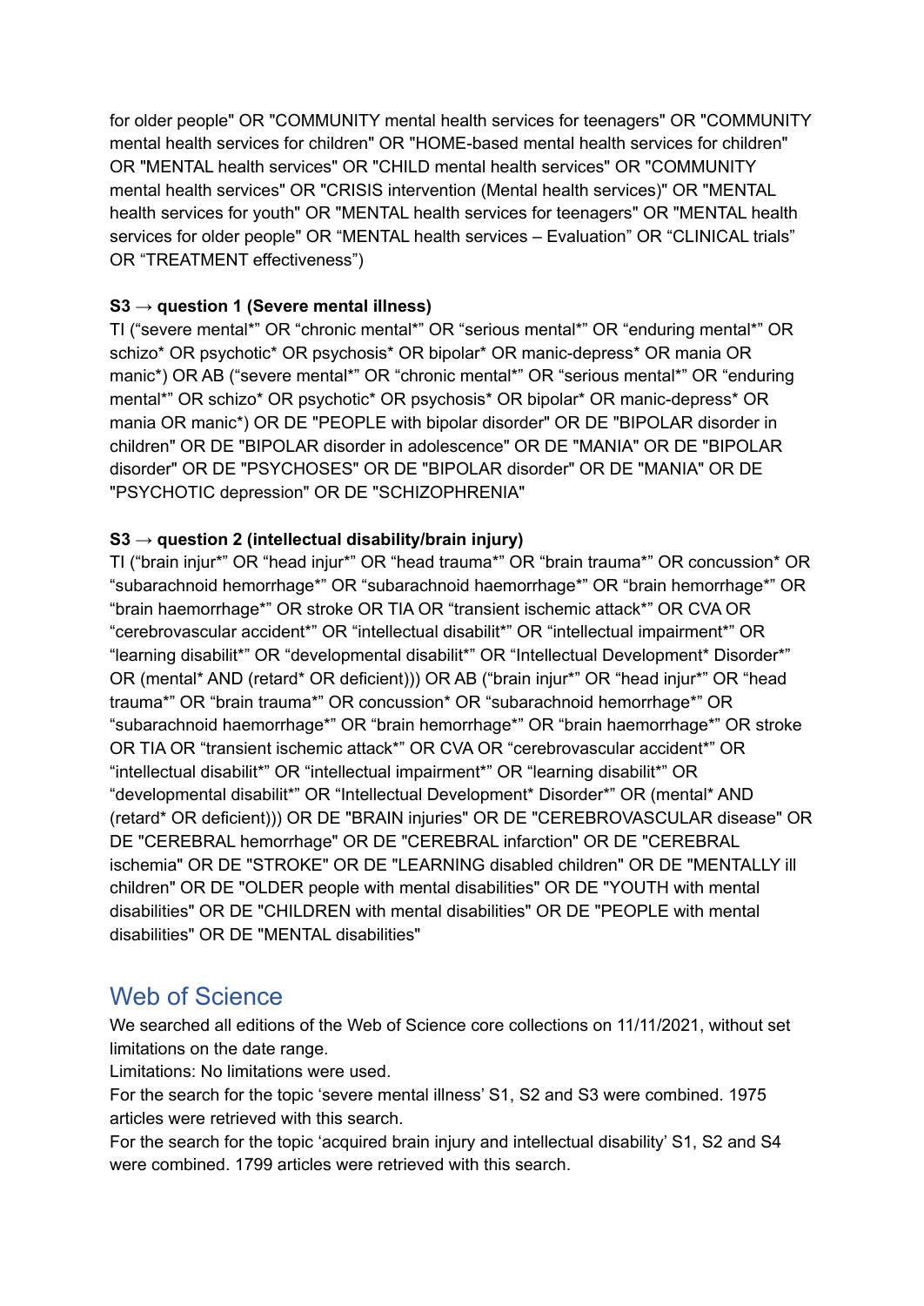for older people" OR "COMMUNITY mental health services for teenagers" OR "COMMUNITY mental health services for children" OR "HOME-based mental health services for children" OR "MENTAL health services" OR "CHILD mental health services" OR "COMMUNITY mental health services" OR "CRISIS intervention (Mental health services)" OR "MENTAL health services for youth" OR "MENTAL health services for teenagers" OR "MENTAL health services for older people" OR “MENTAL health services – Evaluation” OR “CLINICAL trials” OR “TREATMENT effectiveness”)

**S3 → question 1 (Severe mental illness)**

TI (“severe mental*” OR “chronic mental*” OR “serious mental*” OR “enduring mental*” OR schizo* OR psychotic* OR psychosis* OR bipolar* OR manic-depress* OR mania OR manic*) OR AB (“severe mental*” OR “chronic mental*” OR “serious mental*” OR “enduring mental*” OR schizo* OR psychotic* OR psychosis* OR bipolar* OR manic-depress* OR mania OR manic*) OR DE "PEOPLE with bipolar disorder" OR DE "BIPOLAR disorder in children" OR DE "BIPOLAR disorder in adolescence" OR DE "MANIA" OR DE "BIPOLAR disorder" OR DE "PSYCHOSES" OR DE "BIPOLAR disorder" OR DE "MANIA" OR DE "PSYCHOTIC depression" OR DE "SCHIZOPHRENIA"

**S3 → question 2 (intellectual disability/brain injury)**

TI (“brain injur*” OR “head injur*” OR “head trauma*” OR “brain trauma*” OR concussion* OR “subarachnoid hemorrhage*” OR “subarachnoid haemorrhage*” OR “brain hemorrhage*” OR “brain haemorrhage*” OR stroke OR TIA OR “transient ischemic attack*” OR CVA OR “cerebrovascular accident*” OR “intellectual disabilit*” OR “intellectual impairment*” OR “learning disabilit*” OR “developmental disabilit*” OR “Intellectual Development* Disorder*” OR (mental* AND (retard* OR deficient))) OR AB (“brain injur*” OR “head injur*” OR “head trauma*” OR “brain trauma*” OR concussion* OR “subarachnoid hemorrhage*” OR “subarachnoid haemorrhage*” OR “brain hemorrhage*” OR “brain haemorrhage*” OR stroke OR TIA OR “transient ischemic attack*” OR CVA OR “cerebrovascular accident*” OR “intellectual disabilit*” OR “intellectual impairment*” OR “learning disabilit*” OR “developmental disabilit*” OR “Intellectual Development* Disorder*” OR (mental* AND (retard* OR deficient))) OR DE "BRAIN injuries" OR DE "CEREBROVASCULAR disease" OR DE "CEREBRAL hemorrhage" OR DE "CEREBRAL infarction" OR DE "CEREBRAL ischemia" OR DE "STROKE" OR DE "LEARNING disabled children" OR DE "MENTALLY ill children" OR DE "OLDER people with mental disabilities" OR DE "YOUTH with mental disabilities" OR DE "CHILDREN with mental disabilities" OR DE "PEOPLE with mental disabilities" OR DE "MENTAL disabilities"

## Web of Science

We searched all editions of the Web of Science core collections on 11/11/2021, without set limitations on the date range.

Limitations: No limitations were used.

For the search for the topic ‘severe mental illness’ S1, S2 and S3 were combined. 1975 articles were retrieved with this search.

For the search for the topic ‘acquired brain injury and intellectual disability’ S1, S2 and S4 were combined. 1799 articles were retrieved with this search.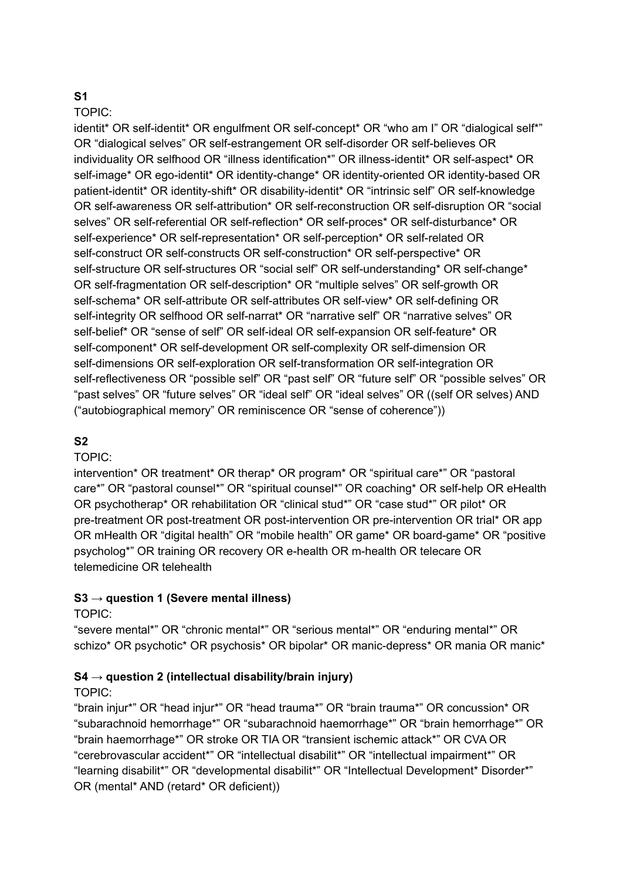**S1**

TOPIC:

identit* OR self-identit* OR engulfment OR self-concept* OR “who am I” OR “dialogical self*” OR “dialogical selves” OR self-estrangement OR self-disorder OR self-believes OR individuality OR selfhood OR “illness identification*” OR illness-identit* OR self-aspect* OR self-image* OR ego-identit* OR identity-change* OR identity-oriented OR identity-based OR patient-identit* OR identity-shift* OR disability-identit* OR “intrinsic self” OR self-knowledge OR self-awareness OR self-attribution* OR self-reconstruction OR self-disruption OR “social selves” OR self-referential OR self-reflection* OR self-proces* OR self-disturbance* OR self-experience* OR self-representation* OR self-perception* OR self-related OR self-construct OR self-constructs OR self-construction* OR self-perspective* OR self-structure OR self-structures OR “social self” OR self-understanding* OR self-change* OR self-fragmentation OR self-description* OR “multiple selves” OR self-growth OR self-schema* OR self-attribute OR self-attributes OR self-view* OR self-defining OR self-integrity OR selfhood OR self-narrat* OR “narrative self” OR “narrative selves” OR self-belief* OR “sense of self” OR self-ideal OR self-expansion OR self-feature* OR self-component* OR self-development OR self-complexity OR self-dimension OR self-dimensions OR self-exploration OR self-transformation OR self-integration OR self-reflectiveness OR “possible self” OR “past self” OR “future self” OR “possible selves” OR “past selves” OR “future selves” OR “ideal self” OR “ideal selves” OR ((self OR selves) AND (“autobiographical memory” OR reminiscence OR “sense of coherence”))

**S2**

TOPIC:

intervention* OR treatment* OR therap* OR program* OR “spiritual care*” OR “pastoral care*” OR “pastoral counsel*” OR “spiritual counsel*” OR coaching* OR self-help OR eHealth OR psychotherap* OR rehabilitation OR “clinical stud*” OR “case stud*” OR pilot* OR pre-treatment OR post-treatment OR post-intervention OR pre-intervention OR trial* OR app OR mHealth OR “digital health” OR “mobile health” OR game* OR board-game* OR “positive psycholog*” OR training OR recovery OR e-health OR m-health OR telecare OR telemedicine OR telehealth

**S3 → question 1 (Severe mental illness)**

TOPIC:

“severe mental*” OR “chronic mental*” OR “serious mental*” OR “enduring mental*” OR schizo* OR psychotic* OR psychosis* OR bipolar* OR manic-depress* OR mania OR manic*

**S4 → question 2 (intellectual disability/brain injury)**

TOPIC:

“brain injur*” OR “head injur*” OR “head trauma*” OR “brain trauma*” OR concussion* OR “subarachnoid hemorrhage*” OR “subarachnoid haemorrhage*” OR “brain hemorrhage*” OR “brain haemorrhage*” OR stroke OR TIA OR “transient ischemic attack*” OR CVA OR “cerebrovascular accident*” OR “intellectual disabilit*” OR “intellectual impairment*” OR “learning disabilit*” OR “developmental disabilit*” OR “Intellectual Development* Disorder*” OR (mental* AND (retard* OR deficient))